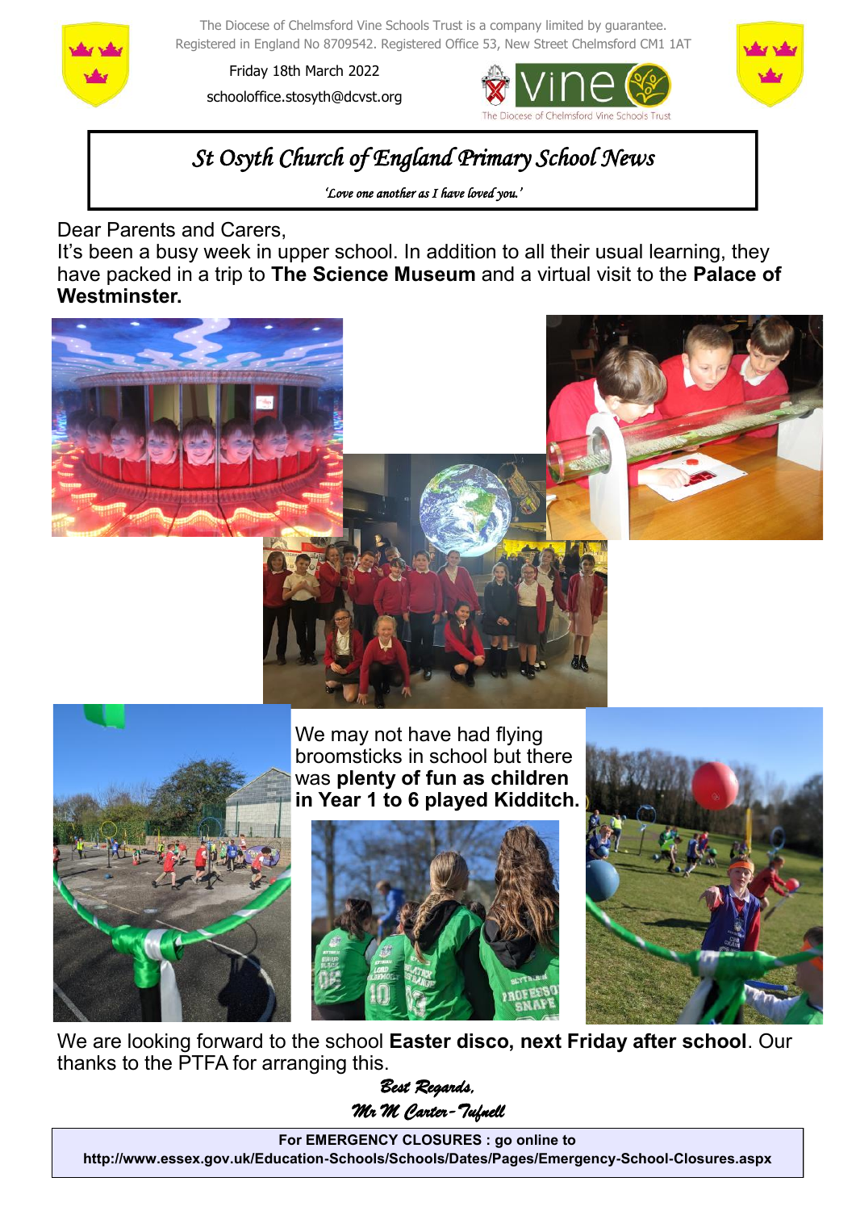The Diocese of Chelmsford Vine Schools Trust is a company limited by guarantee.
Registered in England No 8709542. Registered Office 53, New Street Chelmsford CM1 1AT

Friday 18th March 2022

schooloffice.stosyth@dcvst.org

# *St Osyth Church of England Primary School News*

*'Love one another as I have loved you.'*

Dear Parents and Carers,

It's been a busy week in upper school. In addition to all their usual learning, they have packed in a trip to **The Science Museum** and a virtual visit to the **Palace of Westminster.**

We may not have had flying broomsticks in school but there was **plenty of fun as children in Year 1 to 6 played Kidditch.**

We are looking forward to the school **Easter disco, next Friday after school**. Our thanks to the PTFA for arranging this.

*Best Regards,*

*Mr M Carter-Tufnell*

**For EMERGENCY CLOSURES : go online to**
**http://www.essex.gov.uk/Education-Schools/Schools/Dates/Pages/Emergency-School-Closures.aspx**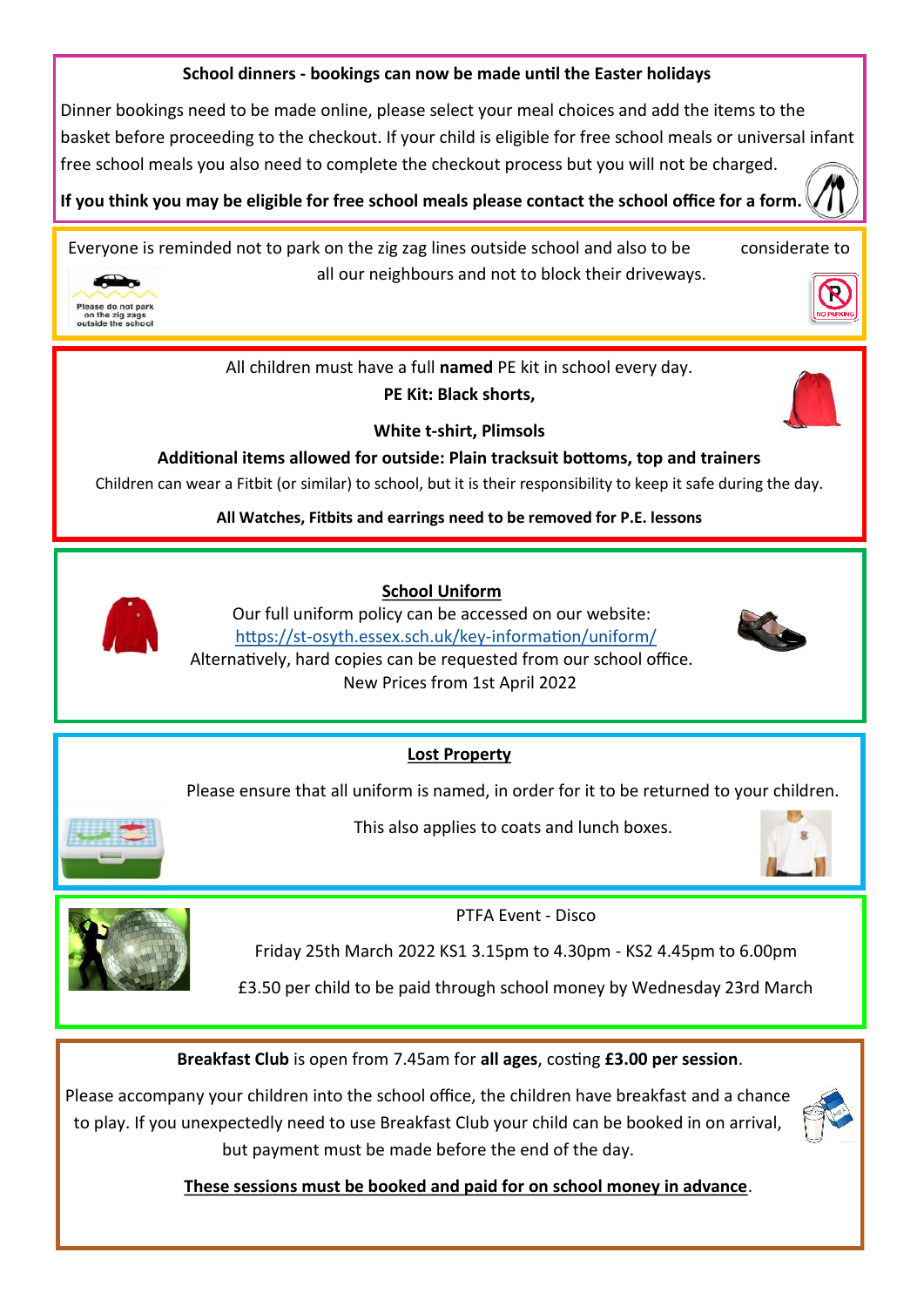**School dinners - bookings can now be made until the Easter holidays**

Dinner bookings need to be made online, please select your meal choices and add the items to the basket before proceeding to the checkout. If your child is eligible for free school meals or universal infant free school meals you also need to complete the checkout process but you will not be charged.

**If you think you may be eligible for free school meals please contact the school office for a form.**

Everyone is reminded not to park on the zig zag lines outside school and also to be considerate to all our neighbours and not to block their driveways.

Please do not park on the zig zags outside the school

NO PARKING

All children must have a full **named** PE kit in school every day.

**PE Kit: Black shorts,**

**White t-shirt, Plimsols**

**Additional items allowed for outside: Plain tracksuit bottoms, top and trainers**

Children can wear a Fitbit (or similar) to school, but it is their responsibility to keep it safe during the day.

**All Watches, Fitbits and earrings need to be removed for P.E. lessons**

**School Uniform**

Our full uniform policy can be accessed on our website:
https://st-osyth.essex.sch.uk/key-information/uniform/
Alternatively, hard copies can be requested from our school office.
New Prices from 1st April 2022

**Lost Property**

Please ensure that all uniform is named, in order for it to be returned to your children.

This also applies to coats and lunch boxes.

PTFA Event - Disco

Friday 25th March 2022 KS1 3.15pm to 4.30pm - KS2 4.45pm to 6.00pm

£3.50 per child to be paid through school money by Wednesday 23rd March

**Breakfast Club** is open from 7.45am for **all ages**, costing **£3.00 per session**.

Please accompany your children into the school office, the children have breakfast and a chance to play. If you unexpectedly need to use Breakfast Club your child can be booked in on arrival, but payment must be made before the end of the day.

**These sessions must be booked and paid for on school money in advance**.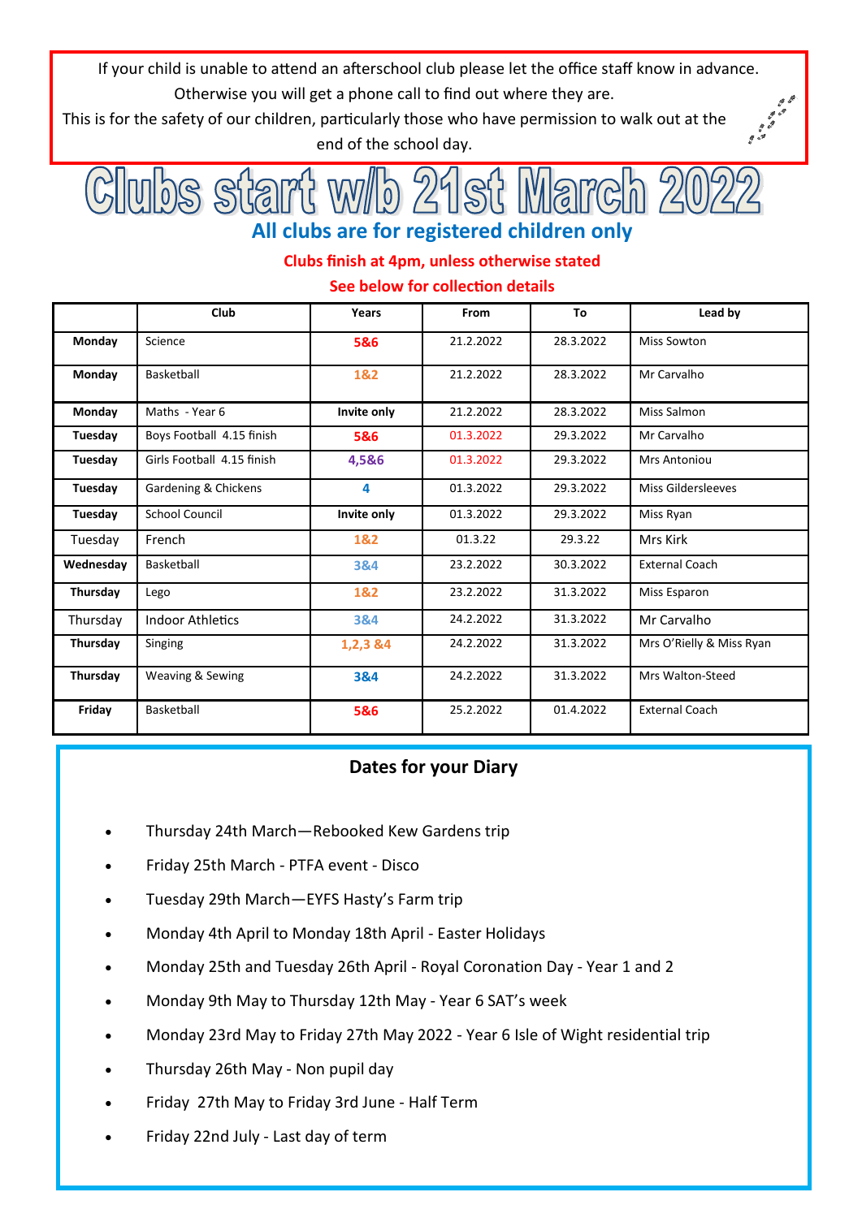If your child is unable to attend an afterschool club please let the office staff know in advance. Otherwise you will get a phone call to find out where they are.

This is for the safety of our children, particularly those who have permission to walk out at the end of the school day.

# Clubs start w/b 21st March 2022

## All clubs are for registered children only

**Clubs finish at 4pm, unless otherwise stated**

**See below for collection details**

| | Club | Years | From | To | Lead by |
|---|---|---|---|---|---|
| **Monday** | Science | **5&6** | 21.2.2022 | 28.3.2022 | Miss Sowton |
| **Monday** | Basketball | **1&2** | 21.2.2022 | 28.3.2022 | Mr Carvalho |
| **Monday** | Maths - Year 6 | **Invite only** | 21.2.2022 | 28.3.2022 | Miss Salmon |
| **Tuesday** | Boys Football 4.15 finish | **5&6** | 01.3.2022 | 29.3.2022 | Mr Carvalho |
| **Tuesday** | Girls Football 4.15 finish | **4,5&6** | 01.3.2022 | 29.3.2022 | Mrs Antoniou |
| **Tuesday** | Gardening & Chickens | **4** | 01.3.2022 | 29.3.2022 | Miss Gildersleeves |
| **Tuesday** | School Council | **Invite only** | 01.3.2022 | 29.3.2022 | Miss Ryan |
| Tuesday | French | **1&2** | 01.3.22 | 29.3.22 | Mrs Kirk |
| **Wednesday** | Basketball | **3&4** | 23.2.2022 | 30.3.2022 | External Coach |
| **Thursday** | Lego | **1&2** | 23.2.2022 | 31.3.2022 | Miss Esparon |
| Thursday | Indoor Athletics | **3&4** | 24.2.2022 | 31.3.2022 | Mr Carvalho |
| **Thursday** | Singing | **1,2,3 &4** | 24.2.2022 | 31.3.2022 | Mrs O'Rielly & Miss Ryan |
| **Thursday** | Weaving & Sewing | **3&4** | 24.2.2022 | 31.3.2022 | Mrs Walton-Steed |
| **Friday** | Basketball | **5&6** | 25.2.2022 | 01.4.2022 | External Coach |

## Dates for your Diary

- Thursday 24th March—Rebooked Kew Gardens trip
- Friday 25th March - PTFA event - Disco
- Tuesday 29th March—EYFS Hasty's Farm trip
- Monday 4th April to Monday 18th April - Easter Holidays
- Monday 25th and Tuesday 26th April - Royal Coronation Day - Year 1 and 2
- Monday 9th May to Thursday 12th May - Year 6 SAT's week
- Monday 23rd May to Friday 27th May 2022 - Year 6 Isle of Wight residential trip
- Thursday 26th May - Non pupil day
- Friday 27th May to Friday 3rd June - Half Term
- Friday 22nd July - Last day of term